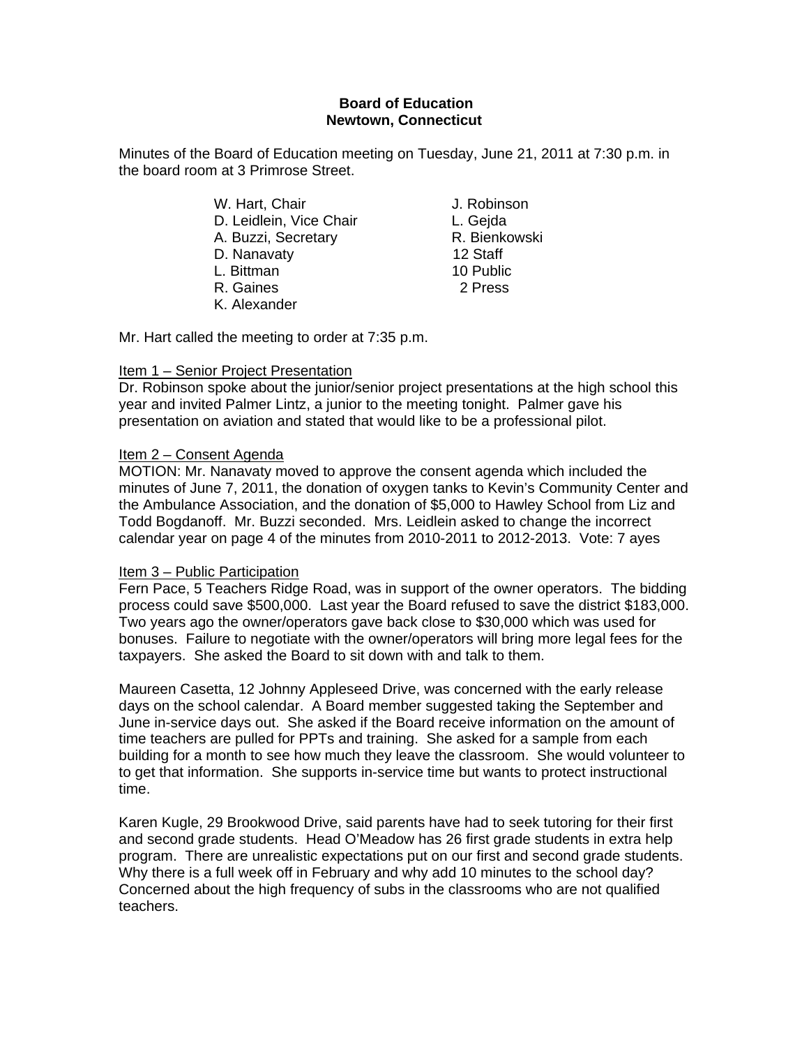**Board of Education**
**Newtown, Connecticut**

Minutes of the Board of Education meeting on Tuesday, June 21, 2011 at 7:30 p.m. in the board room at 3 Primrose Street.

| | |
|---|---|
| W. Hart, Chair | J. Robinson |
| D. Leidlein, Vice Chair | L. Gejda |
| A. Buzzi, Secretary | R. Bienkowski |
| D. Nanavaty | 12 Staff |
| L. Bittman | 10 Public |
| R. Gaines | 2 Press |
| K. Alexander | |

Mr. Hart called the meeting to order at 7:35 p.m.

Item 1 – Senior Project Presentation
Dr. Robinson spoke about the junior/senior project presentations at the high school this year and invited Palmer Lintz, a junior to the meeting tonight. Palmer gave his presentation on aviation and stated that would like to be a professional pilot.

Item 2 – Consent Agenda
MOTION: Mr. Nanavaty moved to approve the consent agenda which included the minutes of June 7, 2011, the donation of oxygen tanks to Kevin's Community Center and the Ambulance Association, and the donation of $5,000 to Hawley School from Liz and Todd Bogdanoff. Mr. Buzzi seconded. Mrs. Leidlein asked to change the incorrect calendar year on page 4 of the minutes from 2010-2011 to 2012-2013. Vote: 7 ayes

Item 3 – Public Participation
Fern Pace, 5 Teachers Ridge Road, was in support of the owner operators. The bidding process could save $500,000. Last year the Board refused to save the district $183,000. Two years ago the owner/operators gave back close to $30,000 which was used for bonuses. Failure to negotiate with the owner/operators will bring more legal fees for the taxpayers. She asked the Board to sit down with and talk to them.

Maureen Casetta, 12 Johnny Appleseed Drive, was concerned with the early release days on the school calendar. A Board member suggested taking the September and June in-service days out. She asked if the Board receive information on the amount of time teachers are pulled for PPTs and training. She asked for a sample from each building for a month to see how much they leave the classroom. She would volunteer to to get that information. She supports in-service time but wants to protect instructional time.

Karen Kugle, 29 Brookwood Drive, said parents have had to seek tutoring for their first and second grade students. Head O'Meadow has 26 first grade students in extra help program. There are unrealistic expectations put on our first and second grade students. Why there is a full week off in February and why add 10 minutes to the school day? Concerned about the high frequency of subs in the classrooms who are not qualified teachers.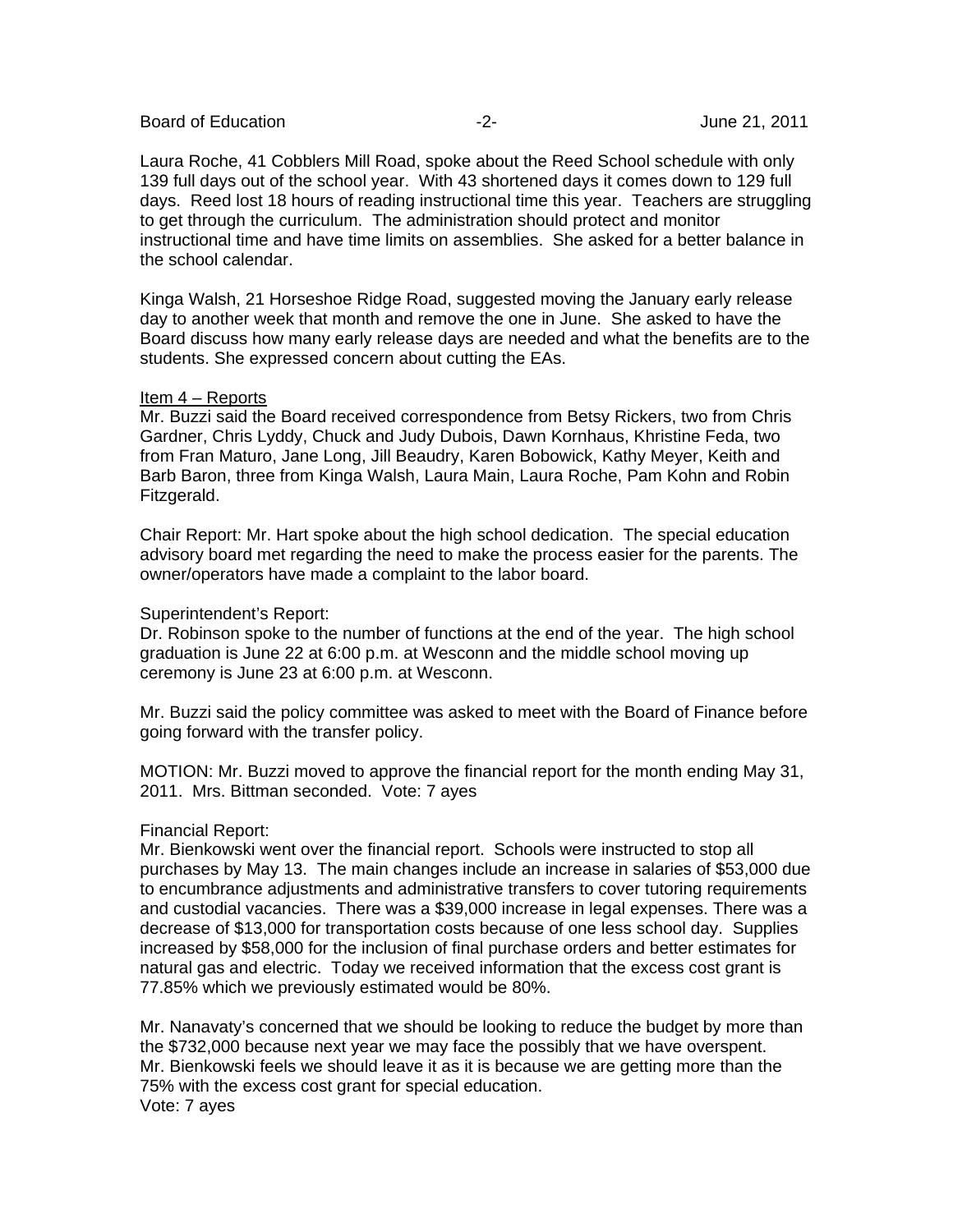Laura Roche, 41 Cobblers Mill Road, spoke about the Reed School schedule with only 139 full days out of the school year. With 43 shortened days it comes down to 129 full days. Reed lost 18 hours of reading instructional time this year. Teachers are struggling to get through the curriculum. The administration should protect and monitor instructional time and have time limits on assemblies. She asked for a better balance in the school calendar.

Kinga Walsh, 21 Horseshoe Ridge Road, suggested moving the January early release day to another week that month and remove the one in June. She asked to have the Board discuss how many early release days are needed and what the benefits are to the students. She expressed concern about cutting the EAs.

Item 4 – Reports

Mr. Buzzi said the Board received correspondence from Betsy Rickers, two from Chris Gardner, Chris Lyddy, Chuck and Judy Dubois, Dawn Kornhaus, Khristine Feda, two from Fran Maturo, Jane Long, Jill Beaudry, Karen Bobowick, Kathy Meyer, Keith and Barb Baron, three from Kinga Walsh, Laura Main, Laura Roche, Pam Kohn and Robin Fitzgerald.

Chair Report: Mr. Hart spoke about the high school dedication. The special education advisory board met regarding the need to make the process easier for the parents. The owner/operators have made a complaint to the labor board.

Superintendent's Report:
Dr. Robinson spoke to the number of functions at the end of the year. The high school graduation is June 22 at 6:00 p.m. at Wesconn and the middle school moving up ceremony is June 23 at 6:00 p.m. at Wesconn.

Mr. Buzzi said the policy committee was asked to meet with the Board of Finance before going forward with the transfer policy.

MOTION: Mr. Buzzi moved to approve the financial report for the month ending May 31, 2011. Mrs. Bittman seconded. Vote: 7 ayes

Financial Report:
Mr. Bienkowski went over the financial report. Schools were instructed to stop all purchases by May 13. The main changes include an increase in salaries of $53,000 due to encumbrance adjustments and administrative transfers to cover tutoring requirements and custodial vacancies. There was a $39,000 increase in legal expenses. There was a decrease of $13,000 for transportation costs because of one less school day. Supplies increased by $58,000 for the inclusion of final purchase orders and better estimates for natural gas and electric. Today we received information that the excess cost grant is 77.85% which we previously estimated would be 80%.

Mr. Nanavaty's concerned that we should be looking to reduce the budget by more than the $732,000 because next year we may face the possibly that we have overspent. Mr. Bienkowski feels we should leave it as it is because we are getting more than the 75% with the excess cost grant for special education.
Vote: 7 ayes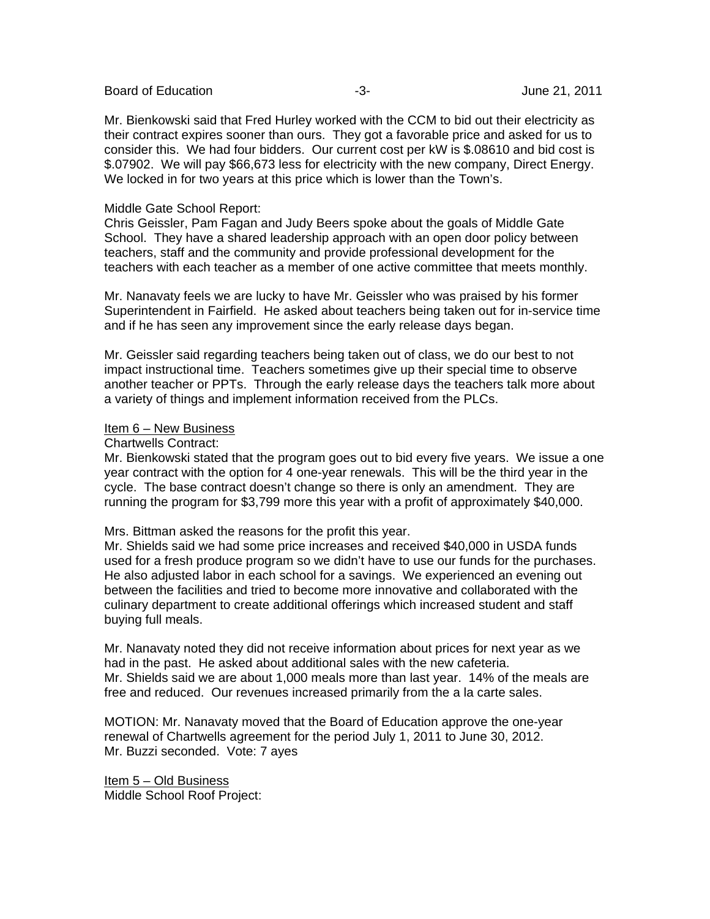Mr. Bienkowski said that Fred Hurley worked with the CCM to bid out their electricity as their contract expires sooner than ours. They got a favorable price and asked for us to consider this. We had four bidders. Our current cost per kW is $.08610 and bid cost is $.07902. We will pay $66,673 less for electricity with the new company, Direct Energy. We locked in for two years at this price which is lower than the Town's.

Middle Gate School Report:
Chris Geissler, Pam Fagan and Judy Beers spoke about the goals of Middle Gate School. They have a shared leadership approach with an open door policy between teachers, staff and the community and provide professional development for the teachers with each teacher as a member of one active committee that meets monthly.

Mr. Nanavaty feels we are lucky to have Mr. Geissler who was praised by his former Superintendent in Fairfield. He asked about teachers being taken out for in-service time and if he has seen any improvement since the early release days began.

Mr. Geissler said regarding teachers being taken out of class, we do our best to not impact instructional time. Teachers sometimes give up their special time to observe another teacher or PPTs. Through the early release days the teachers talk more about a variety of things and implement information received from the PLCs.

<u>Item 6 – New Business</u>
Chartwells Contract:
Mr. Bienkowski stated that the program goes out to bid every five years. We issue a one year contract with the option for 4 one-year renewals. This will be the third year in the cycle. The base contract doesn't change so there is only an amendment. They are running the program for $3,799 more this year with a profit of approximately $40,000.

Mrs. Bittman asked the reasons for the profit this year.
Mr. Shields said we had some price increases and received $40,000 in USDA funds used for a fresh produce program so we didn't have to use our funds for the purchases. He also adjusted labor in each school for a savings. We experienced an evening out between the facilities and tried to become more innovative and collaborated with the culinary department to create additional offerings which increased student and staff buying full meals.

Mr. Nanavaty noted they did not receive information about prices for next year as we had in the past. He asked about additional sales with the new cafeteria.
Mr. Shields said we are about 1,000 meals more than last year. 14% of the meals are free and reduced. Our revenues increased primarily from the a la carte sales.

MOTION: Mr. Nanavaty moved that the Board of Education approve the one-year renewal of Chartwells agreement for the period July 1, 2011 to June 30, 2012.
Mr. Buzzi seconded. Vote: 7 ayes

<u>Item 5 – Old Business</u>
Middle School Roof Project: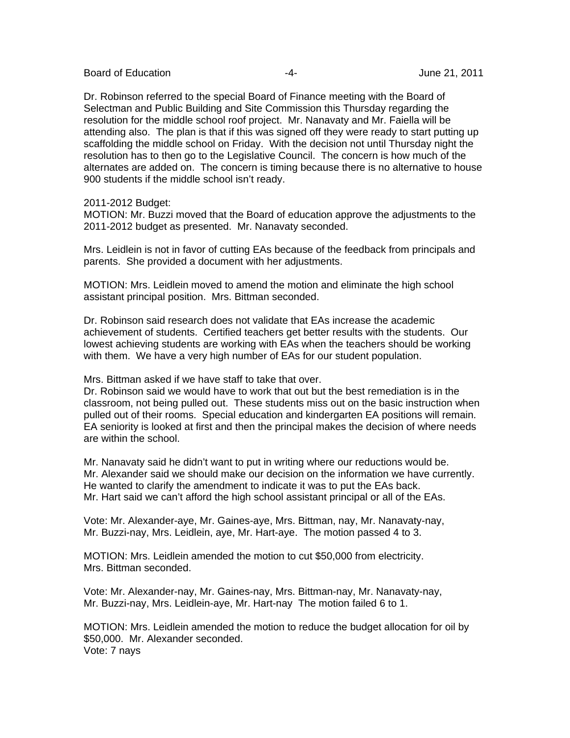Dr. Robinson referred to the special Board of Finance meeting with the Board of Selectman and Public Building and Site Commission this Thursday regarding the resolution for the middle school roof project. Mr. Nanavaty and Mr. Faiella will be attending also. The plan is that if this was signed off they were ready to start putting up scaffolding the middle school on Friday. With the decision not until Thursday night the resolution has to then go to the Legislative Council. The concern is how much of the alternates are added on. The concern is timing because there is no alternative to house 900 students if the middle school isn't ready.

2011-2012 Budget:
MOTION: Mr. Buzzi moved that the Board of education approve the adjustments to the 2011-2012 budget as presented. Mr. Nanavaty seconded.

Mrs. Leidlein is not in favor of cutting EAs because of the feedback from principals and parents. She provided a document with her adjustments.

MOTION: Mrs. Leidlein moved to amend the motion and eliminate the high school assistant principal position. Mrs. Bittman seconded.

Dr. Robinson said research does not validate that EAs increase the academic achievement of students. Certified teachers get better results with the students. Our lowest achieving students are working with EAs when the teachers should be working with them. We have a very high number of EAs for our student population.

Mrs. Bittman asked if we have staff to take that over.
Dr. Robinson said we would have to work that out but the best remediation is in the classroom, not being pulled out. These students miss out on the basic instruction when pulled out of their rooms. Special education and kindergarten EA positions will remain. EA seniority is looked at first and then the principal makes the decision of where needs are within the school.

Mr. Nanavaty said he didn't want to put in writing where our reductions would be.
Mr. Alexander said we should make our decision on the information we have currently. He wanted to clarify the amendment to indicate it was to put the EAs back.
Mr. Hart said we can't afford the high school assistant principal or all of the EAs.

Vote: Mr. Alexander-aye, Mr. Gaines-aye, Mrs. Bittman, nay, Mr. Nanavaty-nay, Mr. Buzzi-nay, Mrs. Leidlein, aye, Mr. Hart-aye. The motion passed 4 to 3.

MOTION: Mrs. Leidlein amended the motion to cut $50,000 from electricity. Mrs. Bittman seconded.

Vote: Mr. Alexander-nay, Mr. Gaines-nay, Mrs. Bittman-nay, Mr. Nanavaty-nay, Mr. Buzzi-nay, Mrs. Leidlein-aye, Mr. Hart-nay The motion failed 6 to 1.

MOTION: Mrs. Leidlein amended the motion to reduce the budget allocation for oil by $50,000. Mr. Alexander seconded.
Vote: 7 nays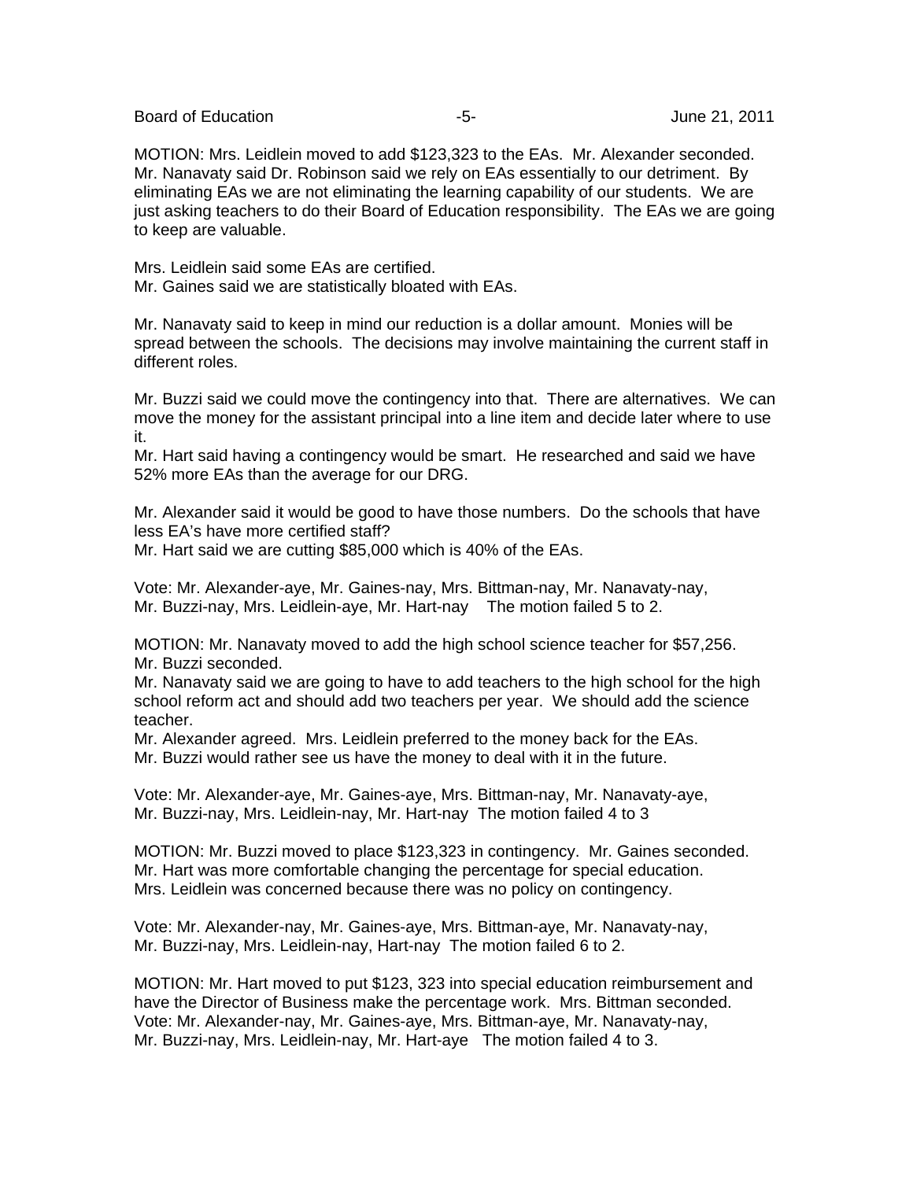MOTION: Mrs. Leidlein moved to add $123,323 to the EAs. Mr. Alexander seconded. Mr. Nanavaty said Dr. Robinson said we rely on EAs essentially to our detriment. By eliminating EAs we are not eliminating the learning capability of our students. We are just asking teachers to do their Board of Education responsibility. The EAs we are going to keep are valuable.

Mrs. Leidlein said some EAs are certified.
Mr. Gaines said we are statistically bloated with EAs.

Mr. Nanavaty said to keep in mind our reduction is a dollar amount. Monies will be spread between the schools. The decisions may involve maintaining the current staff in different roles.

Mr. Buzzi said we could move the contingency into that. There are alternatives. We can move the money for the assistant principal into a line item and decide later where to use it.
Mr. Hart said having a contingency would be smart. He researched and said we have 52% more EAs than the average for our DRG.

Mr. Alexander said it would be good to have those numbers. Do the schools that have less EA's have more certified staff?
Mr. Hart said we are cutting $85,000 which is 40% of the EAs.

Vote: Mr. Alexander-aye, Mr. Gaines-nay, Mrs. Bittman-nay, Mr. Nanavaty-nay, Mr. Buzzi-nay, Mrs. Leidlein-aye, Mr. Hart-nay The motion failed 5 to 2.

MOTION: Mr. Nanavaty moved to add the high school science teacher for $57,256. Mr. Buzzi seconded.
Mr. Nanavaty said we are going to have to add teachers to the high school for the high school reform act and should add two teachers per year. We should add the science teacher.
Mr. Alexander agreed. Mrs. Leidlein preferred to the money back for the EAs.
Mr. Buzzi would rather see us have the money to deal with it in the future.

Vote: Mr. Alexander-aye, Mr. Gaines-aye, Mrs. Bittman-nay, Mr. Nanavaty-aye, Mr. Buzzi-nay, Mrs. Leidlein-nay, Mr. Hart-nay The motion failed 4 to 3

MOTION: Mr. Buzzi moved to place $123,323 in contingency. Mr. Gaines seconded.
Mr. Hart was more comfortable changing the percentage for special education.
Mrs. Leidlein was concerned because there was no policy on contingency.

Vote: Mr. Alexander-nay, Mr. Gaines-aye, Mrs. Bittman-aye, Mr. Nanavaty-nay, Mr. Buzzi-nay, Mrs. Leidlein-nay, Hart-nay The motion failed 6 to 2.

MOTION: Mr. Hart moved to put $123, 323 into special education reimbursement and have the Director of Business make the percentage work. Mrs. Bittman seconded.
Vote: Mr. Alexander-nay, Mr. Gaines-aye, Mrs. Bittman-aye, Mr. Nanavaty-nay, Mr. Buzzi-nay, Mrs. Leidlein-nay, Mr. Hart-aye The motion failed 4 to 3.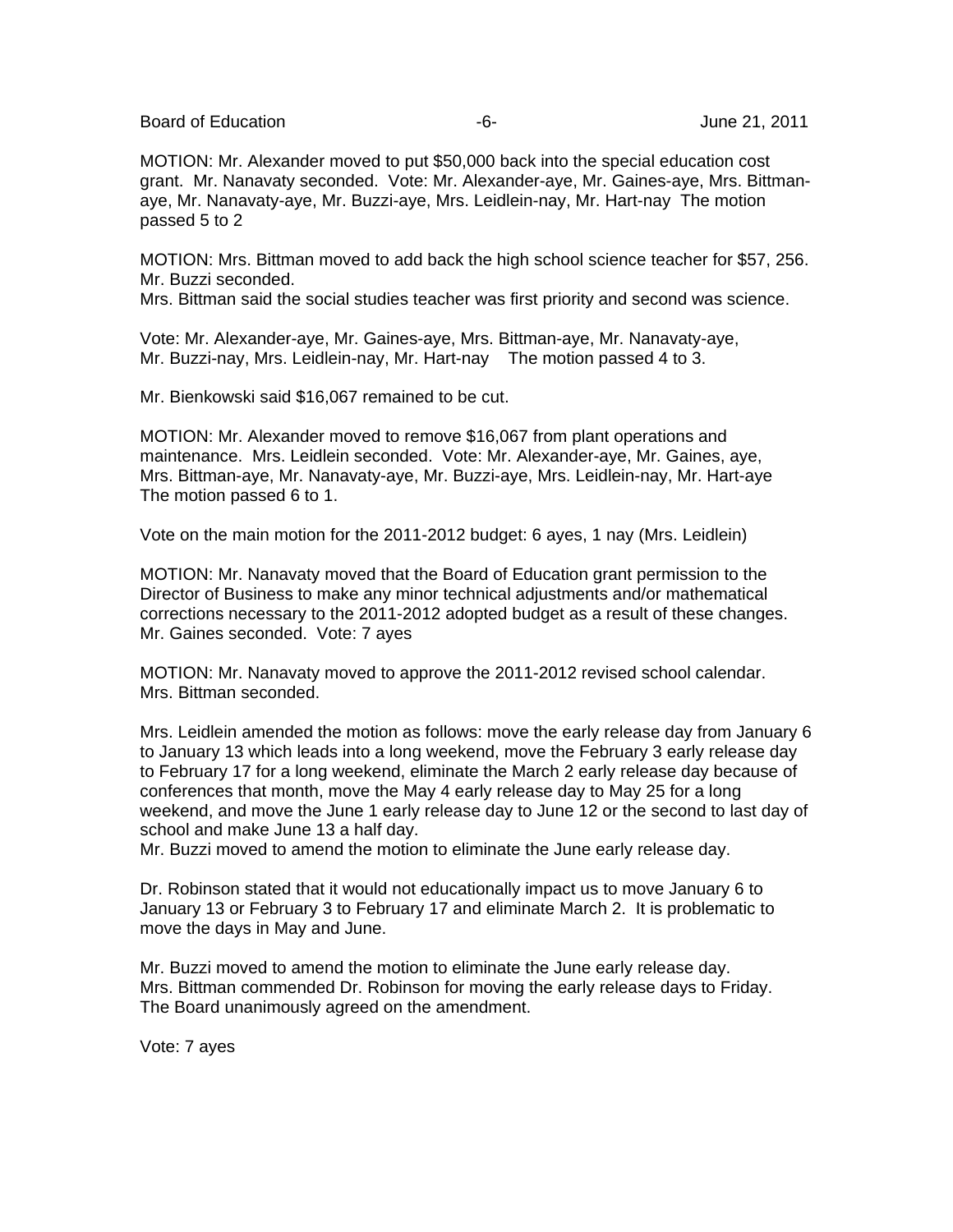MOTION: Mr. Alexander moved to put $50,000 back into the special education cost grant. Mr. Nanavaty seconded. Vote: Mr. Alexander-aye, Mr. Gaines-aye, Mrs. Bittman-aye, Mr. Nanavaty-aye, Mr. Buzzi-aye, Mrs. Leidlein-nay, Mr. Hart-nay The motion passed 5 to 2

MOTION: Mrs. Bittman moved to add back the high school science teacher for $57, 256. Mr. Buzzi seconded.
Mrs. Bittman said the social studies teacher was first priority and second was science.

Vote: Mr. Alexander-aye, Mr. Gaines-aye, Mrs. Bittman-aye, Mr. Nanavaty-aye, Mr. Buzzi-nay, Mrs. Leidlein-nay, Mr. Hart-nay The motion passed 4 to 3.

Mr. Bienkowski said $16,067 remained to be cut.

MOTION: Mr. Alexander moved to remove $16,067 from plant operations and maintenance. Mrs. Leidlein seconded. Vote: Mr. Alexander-aye, Mr. Gaines, aye, Mrs. Bittman-aye, Mr. Nanavaty-aye, Mr. Buzzi-aye, Mrs. Leidlein-nay, Mr. Hart-aye The motion passed 6 to 1.

Vote on the main motion for the 2011-2012 budget: 6 ayes, 1 nay (Mrs. Leidlein)

MOTION: Mr. Nanavaty moved that the Board of Education grant permission to the Director of Business to make any minor technical adjustments and/or mathematical corrections necessary to the 2011-2012 adopted budget as a result of these changes. Mr. Gaines seconded. Vote: 7 ayes

MOTION: Mr. Nanavaty moved to approve the 2011-2012 revised school calendar. Mrs. Bittman seconded.

Mrs. Leidlein amended the motion as follows: move the early release day from January 6 to January 13 which leads into a long weekend, move the February 3 early release day to February 17 for a long weekend, eliminate the March 2 early release day because of conferences that month, move the May 4 early release day to May 25 for a long weekend, and move the June 1 early release day to June 12 or the second to last day of school and make June 13 a half day.
Mr. Buzzi moved to amend the motion to eliminate the June early release day.

Dr. Robinson stated that it would not educationally impact us to move January 6 to January 13 or February 3 to February 17 and eliminate March 2. It is problematic to move the days in May and June.

Mr. Buzzi moved to amend the motion to eliminate the June early release day.
Mrs. Bittman commended Dr. Robinson for moving the early release days to Friday.
The Board unanimously agreed on the amendment.

Vote: 7 ayes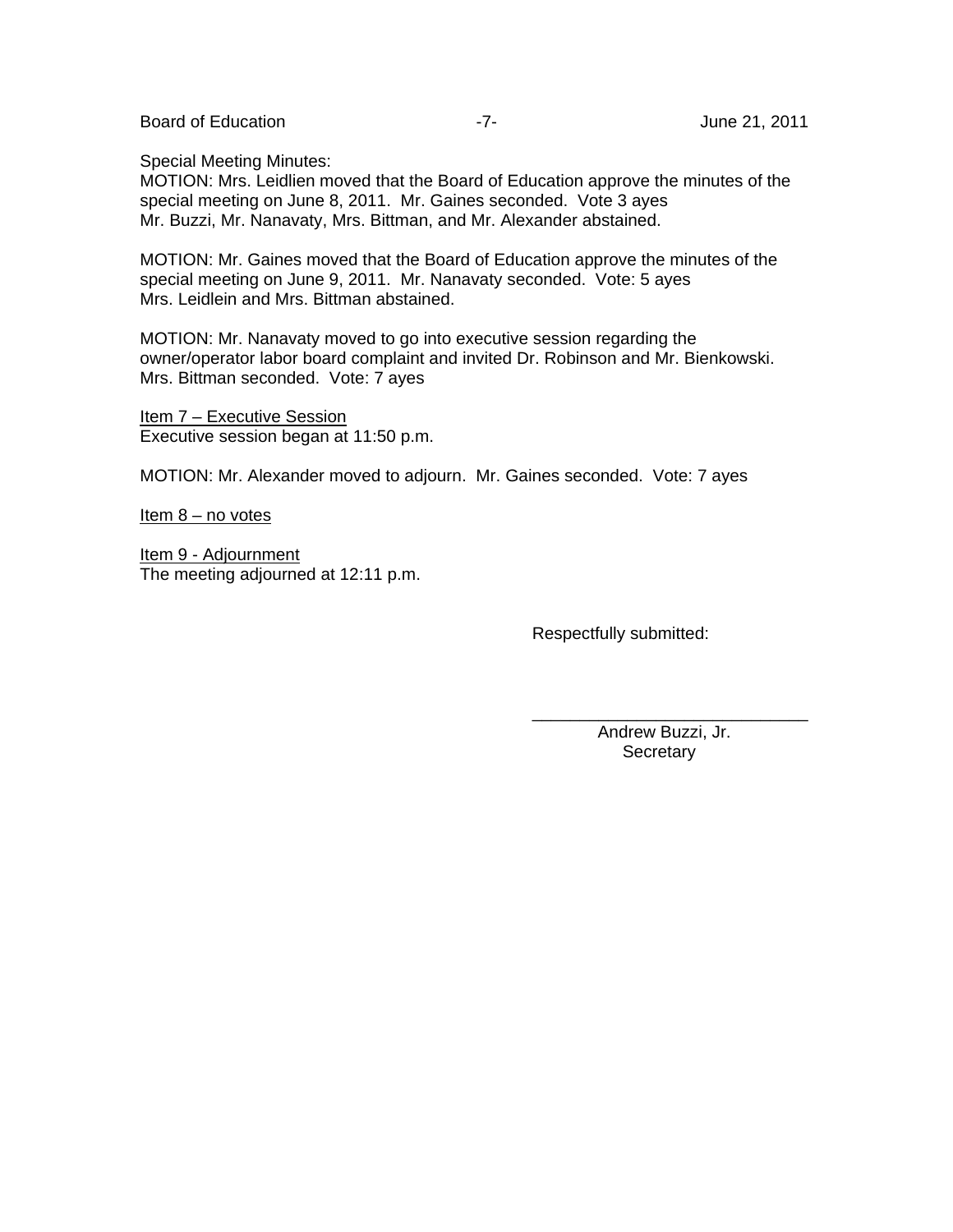Special Meeting Minutes:
MOTION: Mrs. Leidlien moved that the Board of Education approve the minutes of the special meeting on June 8, 2011. Mr. Gaines seconded. Vote 3 ayes
Mr. Buzzi, Mr. Nanavaty, Mrs. Bittman, and Mr. Alexander abstained.

MOTION: Mr. Gaines moved that the Board of Education approve the minutes of the special meeting on June 9, 2011. Mr. Nanavaty seconded. Vote: 5 ayes
Mrs. Leidlein and Mrs. Bittman abstained.

MOTION: Mr. Nanavaty moved to go into executive session regarding the owner/operator labor board complaint and invited Dr. Robinson and Mr. Bienkowski. Mrs. Bittman seconded. Vote: 7 ayes

<u>Item 7 – Executive Session</u>
Executive session began at 11:50 p.m.

MOTION: Mr. Alexander moved to adjourn. Mr. Gaines seconded. Vote: 7 ayes

<u>Item 8 – no votes</u>

<u>Item 9 - Adjournment</u>
The meeting adjourned at 12:11 p.m.

Respectfully submitted:

______________________________
Andrew Buzzi, Jr.
Secretary